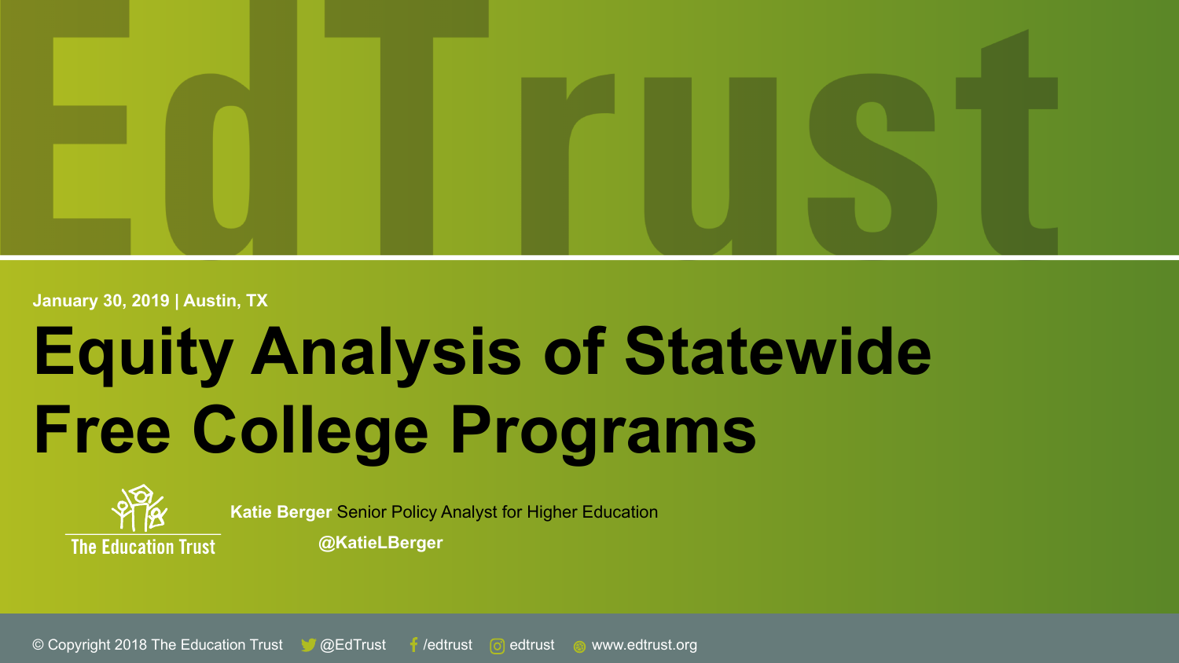January 30, 2019 | Austin, TX

# Equity Analysis of Statewide Free College Programs

The Education Trust

**Katie Berger** Senior Policy Analyst for Higher Education

**@KatieLBerger**

© Copyright 2018 The Education Trust @EdTrust /edtrust edtrust www.edtrust.org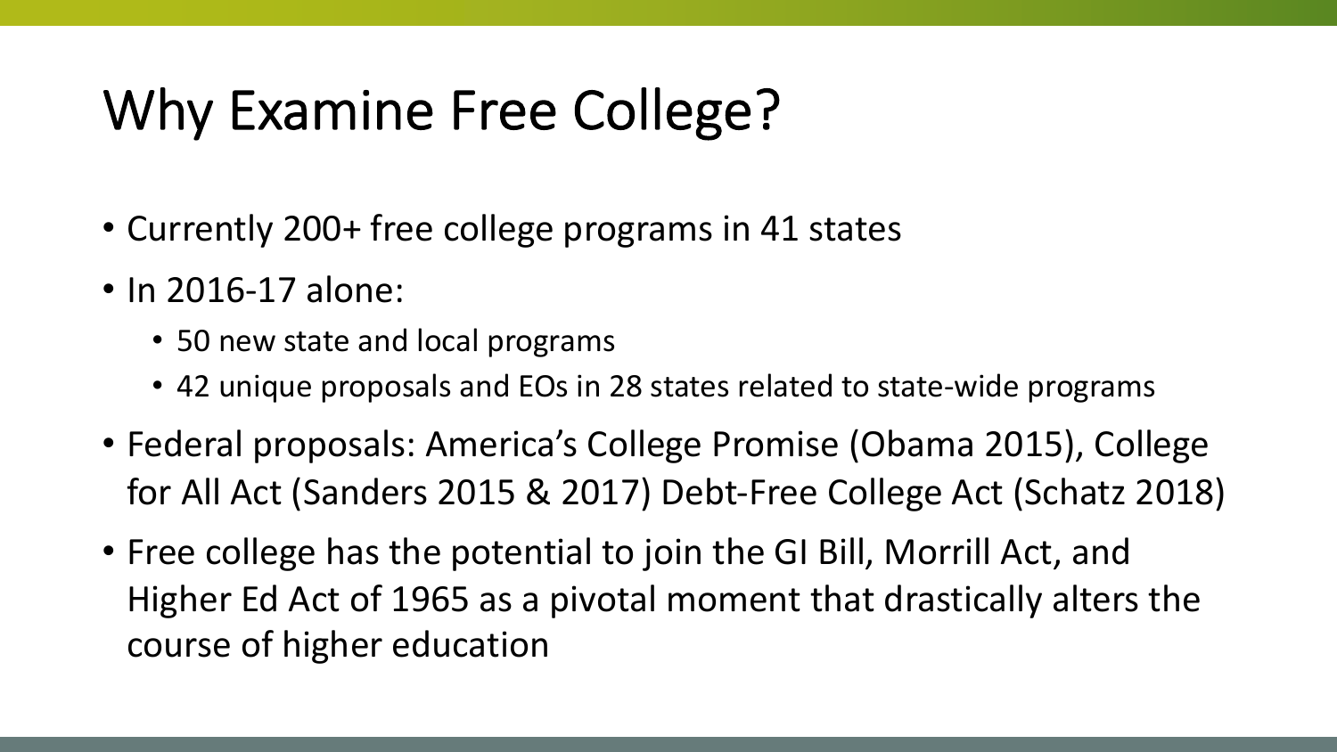# Why Examine Free College?

- Currently 200+ free college programs in 41 states
- In 2016-17 alone:
  - 50 new state and local programs
  - 42 unique proposals and EOs in 28 states related to state-wide programs
- Federal proposals: America's College Promise (Obama 2015), College for All Act (Sanders 2015 & 2017) Debt-Free College Act (Schatz 2018)
- Free college has the potential to join the GI Bill, Morrill Act, and Higher Ed Act of 1965 as a pivotal moment that drastically alters the course of higher education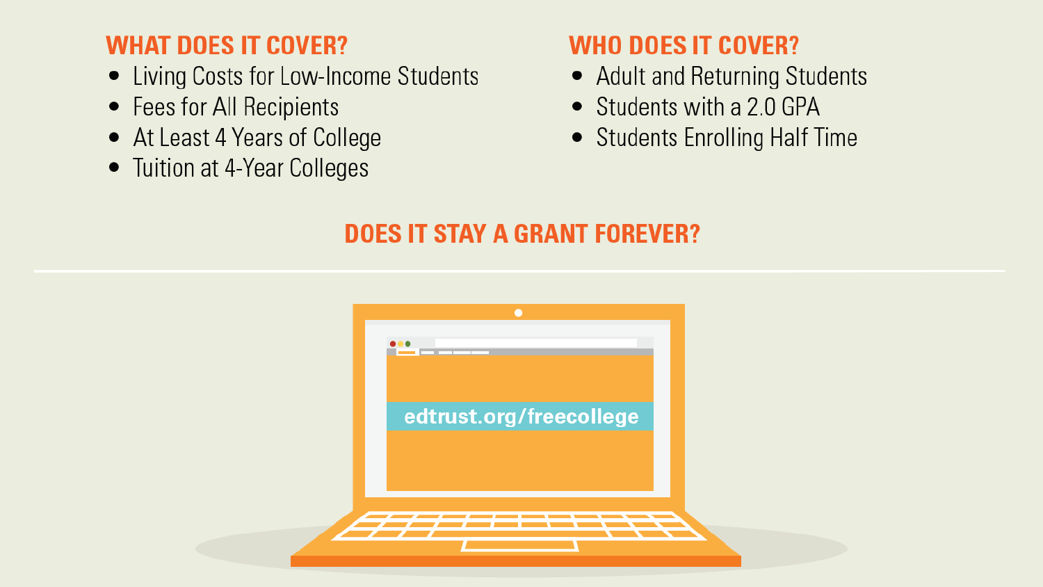## WHAT DOES IT COVER?

- Living Costs for Low-Income Students
- Fees for All Recipients
- At Least 4 Years of College
- Tuition at 4-Year Colleges

## WHO DOES IT COVER?

- Adult and Returning Students
- Students with a 2.0 GPA
- Students Enrolling Half Time

## DOES IT STAY A GRANT FOREVER?

edtrust.org/freecollege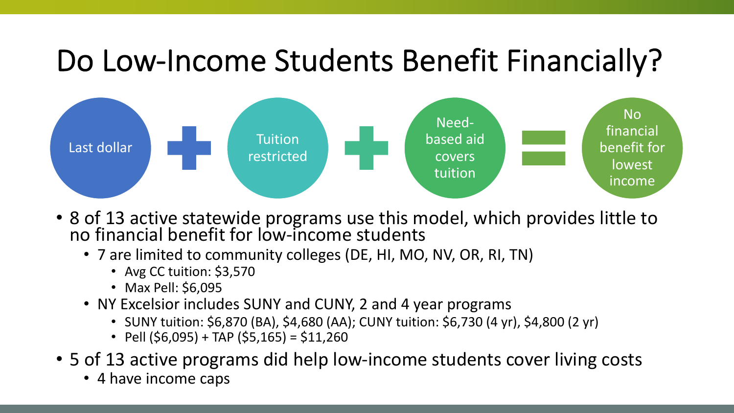# Do Low-Income Students Benefit Financially?

Last dollar + Tuition restricted + Need-based aid covers tuition = No financial benefit for lowest income

- 8 of 13 active statewide programs use this model, which provides little to no financial benefit for low-income students
  - 7 are limited to community colleges (DE, HI, MO, NV, OR, RI, TN)
    - Avg CC tuition: $3,570
    - Max Pell: $6,095
  - NY Excelsior includes SUNY and CUNY, 2 and 4 year programs
    - SUNY tuition: $6,870 (BA), $4,680 (AA); CUNY tuition: $6,730 (4 yr), $4,800 (2 yr)
    - Pell ($6,095) + TAP ($5,165) = $11,260
- 5 of 13 active programs did help low-income students cover living costs
  - 4 have income caps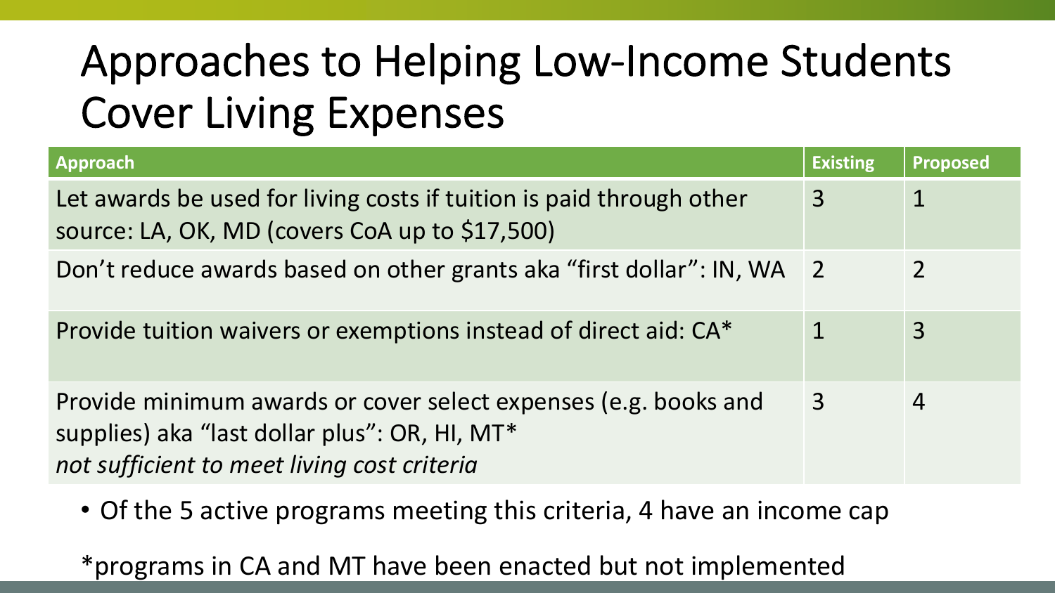# Approaches to Helping Low-Income Students Cover Living Expenses

| Approach | Existing | Proposed |
|---|---|---|
| Let awards be used for living costs if tuition is paid through other source: LA, OK, MD (covers CoA up to $17,500) | 3 | 1 |
| Don't reduce awards based on other grants aka "first dollar": IN, WA | 2 | 2 |
| Provide tuition waivers or exemptions instead of direct aid: CA* | 1 | 3 |
| Provide minimum awards or cover select expenses (e.g. books and supplies) aka "last dollar plus": OR, HI, MT* *not sufficient to meet living cost criteria* | 3 | 4 |

- Of the 5 active programs meeting this criteria, 4 have an income cap

*programs in CA and MT have been enacted but not implemented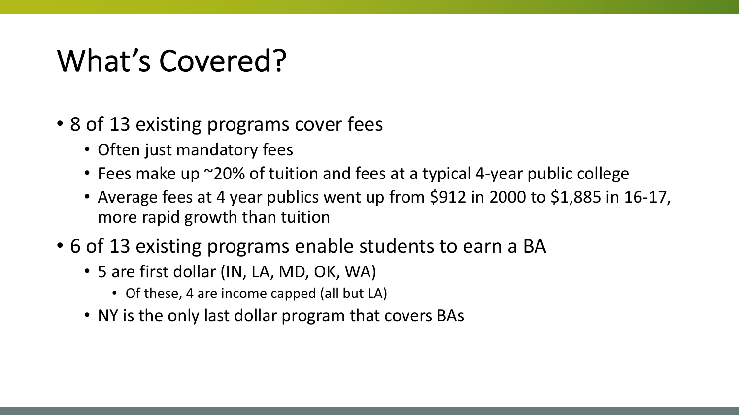# What's Covered?

- 8 of 13 existing programs cover fees
  - Often just mandatory fees
  - Fees make up ~20% of tuition and fees at a typical 4-year public college
  - Average fees at 4 year publics went up from $912 in 2000 to $1,885 in 16-17, more rapid growth than tuition
- 6 of 13 existing programs enable students to earn a BA
  - 5 are first dollar (IN, LA, MD, OK, WA)
    - Of these, 4 are income capped (all but LA)
  - NY is the only last dollar program that covers BAs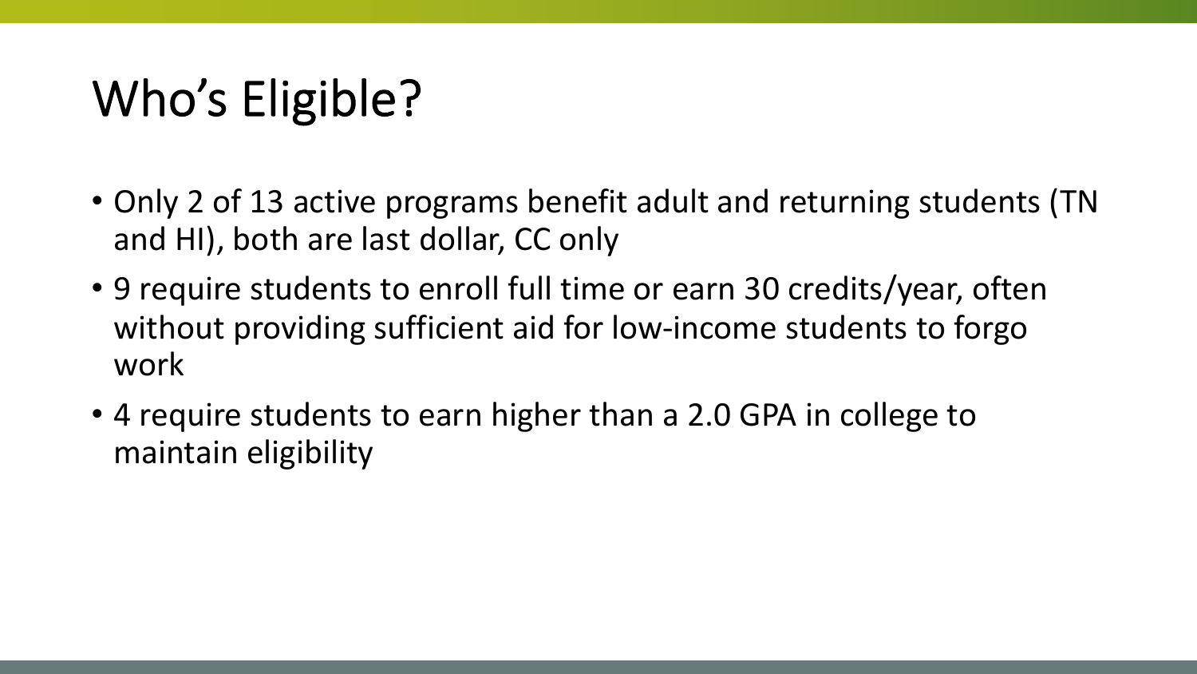# Who's Eligible?

- Only 2 of 13 active programs benefit adult and returning students (TN and HI), both are last dollar, CC only
- 9 require students to enroll full time or earn 30 credits/year, often without providing sufficient aid for low-income students to forgo work
- 4 require students to earn higher than a 2.0 GPA in college to maintain eligibility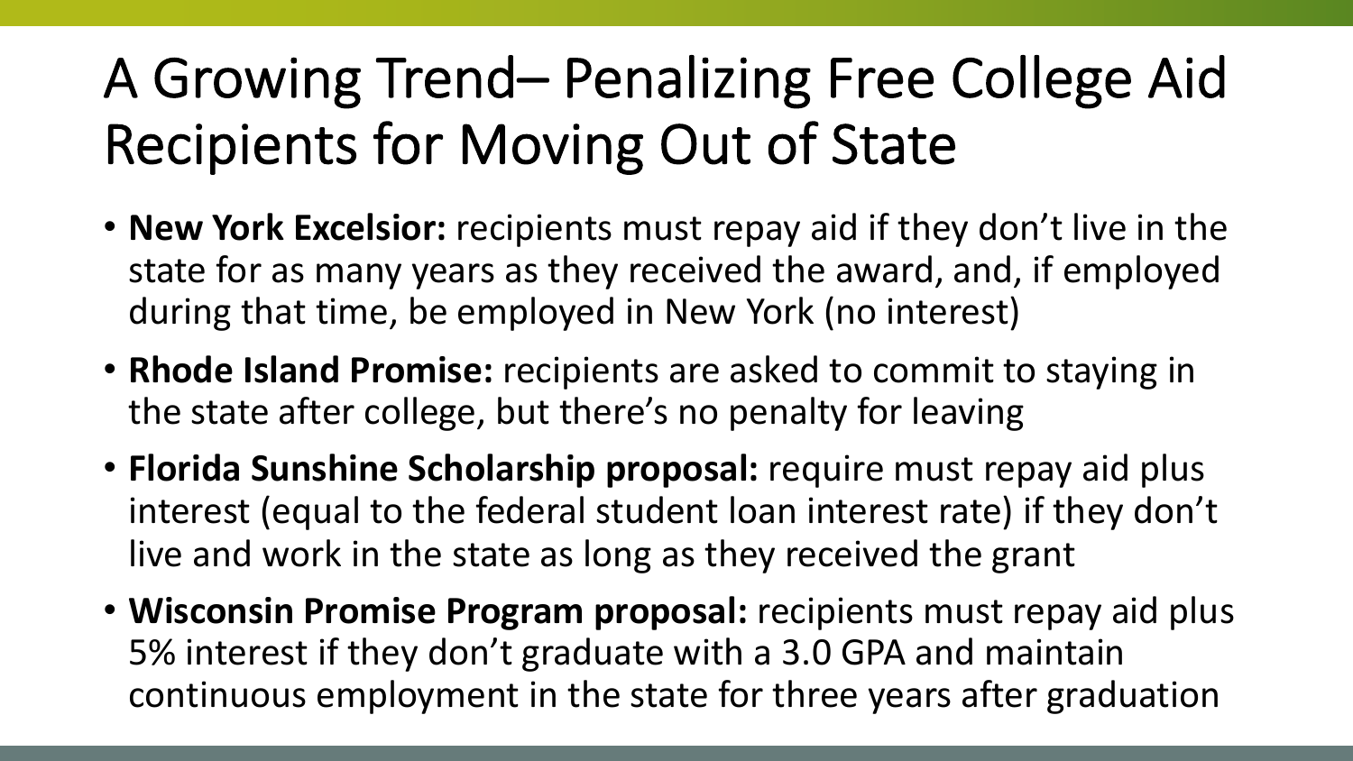# A Growing Trend– Penalizing Free College Aid Recipients for Moving Out of State

- **New York Excelsior:** recipients must repay aid if they don't live in the state for as many years as they received the award, and, if employed during that time, be employed in New York (no interest)
- **Rhode Island Promise:** recipients are asked to commit to staying in the state after college, but there's no penalty for leaving
- **Florida Sunshine Scholarship proposal:** require must repay aid plus interest (equal to the federal student loan interest rate) if they don't live and work in the state as long as they received the grant
- **Wisconsin Promise Program proposal:** recipients must repay aid plus 5% interest if they don't graduate with a 3.0 GPA and maintain continuous employment in the state for three years after graduation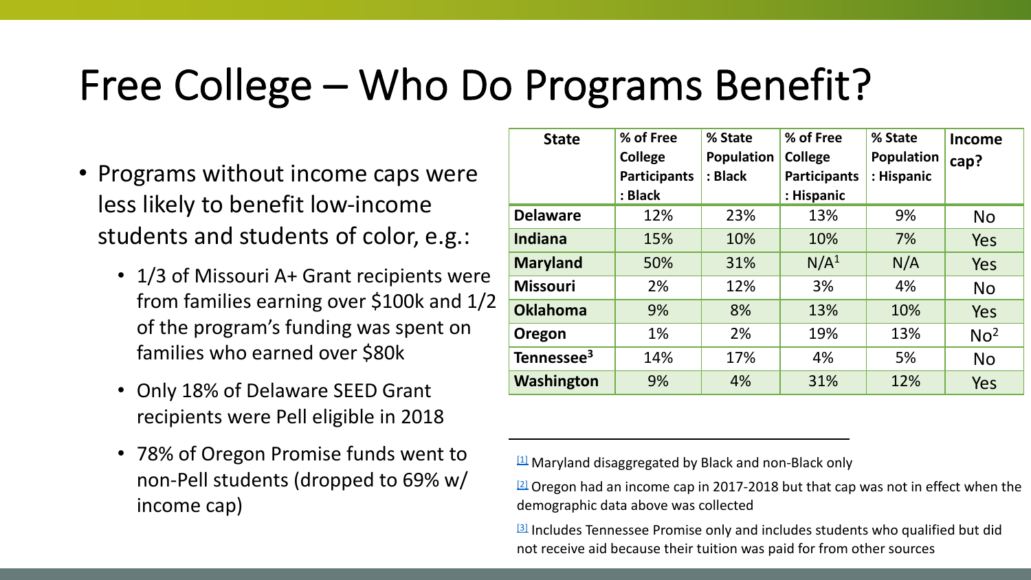# Free College – Who Do Programs Benefit?

- Programs without income caps were less likely to benefit low-income students and students of color, e.g.:
  - 1/3 of Missouri A+ Grant recipients were from families earning over $100k and 1/2 of the program's funding was spent on families who earned over $80k
  - Only 18% of Delaware SEED Grant recipients were Pell eligible in 2018
  - 78% of Oregon Promise funds went to non-Pell students (dropped to 69% w/ income cap)

| State | % of Free College Participants : Black | % State Population : Black | % of Free College Participants : Hispanic | % State Population : Hispanic | Income cap? |
|---|---|---|---|---|---|
| **Delaware** | 12% | 23% | 13% | 9% | No |
| **Indiana** | 15% | 10% | 10% | 7% | Yes |
| **Maryland** | 50% | 31% | N/A[1] | N/A | Yes |
| **Missouri** | 2% | 12% | 3% | 4% | No |
| **Oklahoma** | 9% | 8% | 13% | 10% | Yes |
| **Oregon** | 1% | 2% | 19% | 13% | No[2] |
| **Tennessee[3]** | 14% | 17% | 4% | 5% | No |
| **Washington** | 9% | 4% | 31% | 12% | Yes |

[1] Maryland disaggregated by Black and non-Black only

[2] Oregon had an income cap in 2017-2018 but that cap was not in effect when the demographic data above was collected

[3] Includes Tennessee Promise only and includes students who qualified but did not receive aid because their tuition was paid for from other sources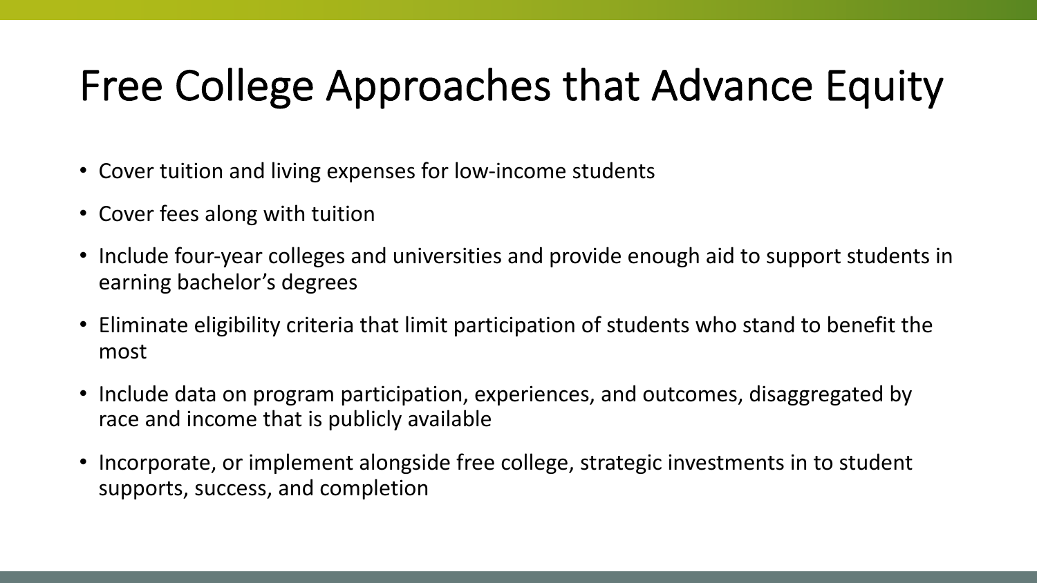# Free College Approaches that Advance Equity

- Cover tuition and living expenses for low-income students
- Cover fees along with tuition
- Include four-year colleges and universities and provide enough aid to support students in earning bachelor's degrees
- Eliminate eligibility criteria that limit participation of students who stand to benefit the most
- Include data on program participation, experiences, and outcomes, disaggregated by race and income that is publicly available
- Incorporate, or implement alongside free college, strategic investments in to student supports, success, and completion